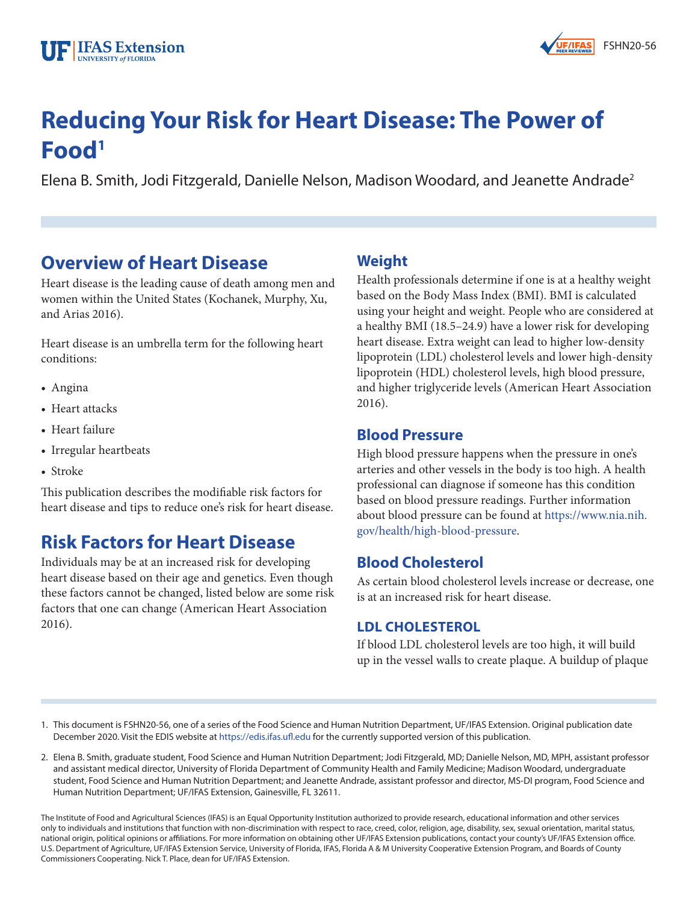# Reducing Your Risk for Heart Disease: The Power of Food[1]

Elena B. Smith, Jodi Fitzgerald, Danielle Nelson, Madison Woodard, and Jeanette Andrade[2]

## Overview of Heart Disease

Heart disease is the leading cause of death among men and women within the United States (Kochanek, Murphy, Xu, and Arias 2016).

Heart disease is an umbrella term for the following heart conditions:

- Angina
- Heart attacks
- Heart failure
- Irregular heartbeats
- Stroke

This publication describes the modifiable risk factors for heart disease and tips to reduce one's risk for heart disease.

## Risk Factors for Heart Disease

Individuals may be at an increased risk for developing heart disease based on their age and genetics. Even though these factors cannot be changed, listed below are some risk factors that one can change (American Heart Association 2016).

### Weight

Health professionals determine if one is at a healthy weight based on the Body Mass Index (BMI). BMI is calculated using your height and weight. People who are considered at a healthy BMI (18.5–24.9) have a lower risk for developing heart disease. Extra weight can lead to higher low-density lipoprotein (LDL) cholesterol levels and lower high-density lipoprotein (HDL) cholesterol levels, high blood pressure, and higher triglyceride levels (American Heart Association 2016).

### Blood Pressure

High blood pressure happens when the pressure in one's arteries and other vessels in the body is too high. A health professional can diagnose if someone has this condition based on blood pressure readings. Further information about blood pressure can be found at https://www.nia.nih.gov/health/high-blood-pressure.

### Blood Cholesterol

As certain blood cholesterol levels increase or decrease, one is at an increased risk for heart disease.

#### LDL CHOLESTEROL

If blood LDL cholesterol levels are too high, it will build up in the vessel walls to create plaque. A buildup of plaque

---

1. This document is FSHN20-56, one of a series of the Food Science and Human Nutrition Department, UF/IFAS Extension. Original publication date December 2020. Visit the EDIS website at https://edis.ifas.ufl.edu for the currently supported version of this publication.

2. Elena B. Smith, graduate student, Food Science and Human Nutrition Department; Jodi Fitzgerald, MD; Danielle Nelson, MD, MPH, assistant professor and assistant medical director, University of Florida Department of Community Health and Family Medicine; Madison Woodard, undergraduate student, Food Science and Human Nutrition Department; and Jeanette Andrade, assistant professor and director, MS-DI program, Food Science and Human Nutrition Department; UF/IFAS Extension, Gainesville, FL 32611.

The Institute of Food and Agricultural Sciences (IFAS) is an Equal Opportunity Institution authorized to provide research, educational information and other services only to individuals and institutions that function with non-discrimination with respect to race, creed, color, religion, age, disability, sex, sexual orientation, marital status, national origin, political opinions or affiliations. For more information on obtaining other UF/IFAS Extension publications, contact your county's UF/IFAS Extension office. U.S. Department of Agriculture, UF/IFAS Extension Service, University of Florida, IFAS, Florida A & M University Cooperative Extension Program, and Boards of County Commissioners Cooperating. Nick T. Place, dean for UF/IFAS Extension.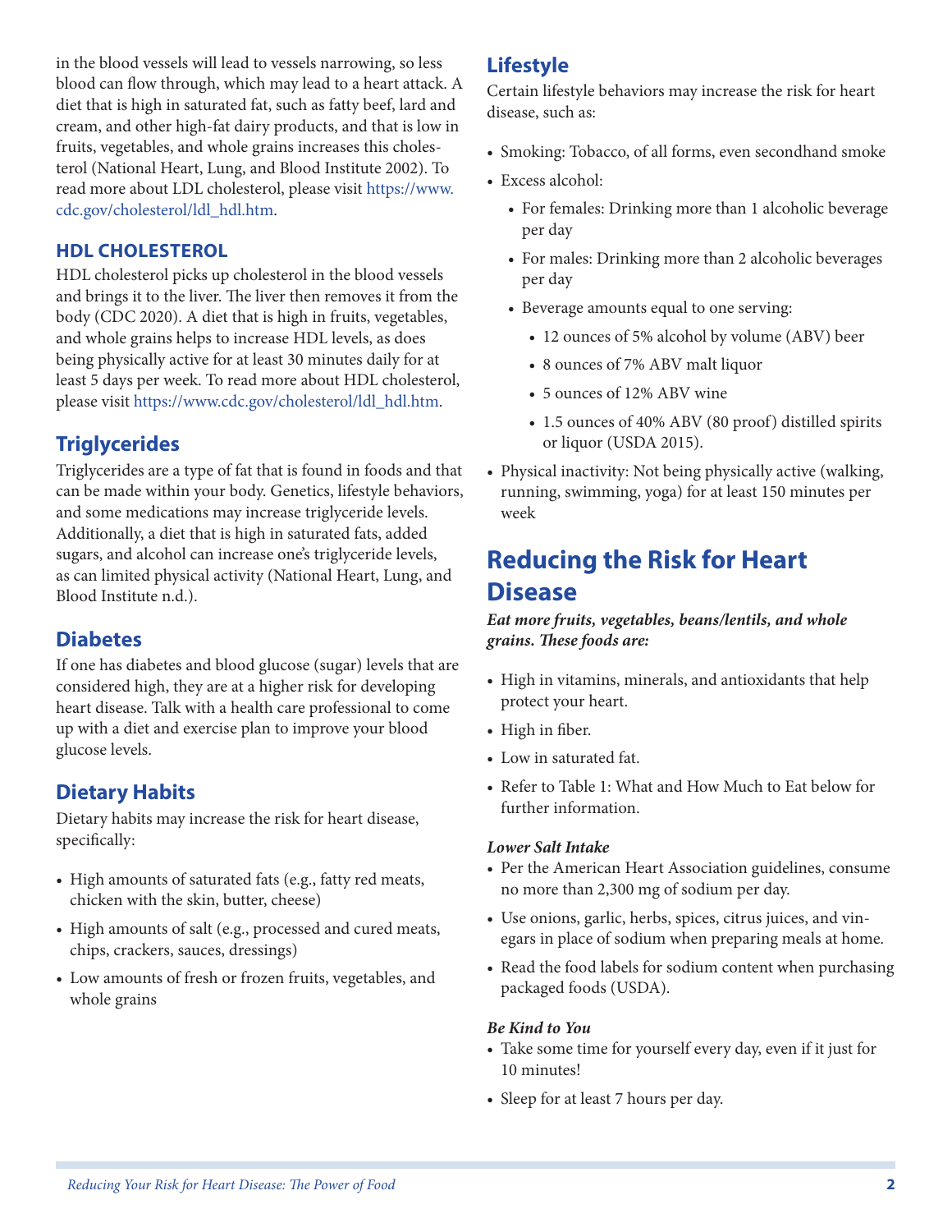in the blood vessels will lead to vessels narrowing, so less blood can flow through, which may lead to a heart attack. A diet that is high in saturated fat, such as fatty beef, lard and cream, and other high-fat dairy products, and that is low in fruits, vegetables, and whole grains increases this cholesterol (National Heart, Lung, and Blood Institute 2002). To read more about LDL cholesterol, please visit https://www.cdc.gov/cholesterol/ldl_hdl.htm.

### HDL CHOLESTEROL

HDL cholesterol picks up cholesterol in the blood vessels and brings it to the liver. The liver then removes it from the body (CDC 2020). A diet that is high in fruits, vegetables, and whole grains helps to increase HDL levels, as does being physically active for at least 30 minutes daily for at least 5 days per week. To read more about HDL cholesterol, please visit https://www.cdc.gov/cholesterol/ldl_hdl.htm.

## Triglycerides

Triglycerides are a type of fat that is found in foods and that can be made within your body. Genetics, lifestyle behaviors, and some medications may increase triglyceride levels. Additionally, a diet that is high in saturated fats, added sugars, and alcohol can increase one's triglyceride levels, as can limited physical activity (National Heart, Lung, and Blood Institute n.d.).

## Diabetes

If one has diabetes and blood glucose (sugar) levels that are considered high, they are at a higher risk for developing heart disease. Talk with a health care professional to come up with a diet and exercise plan to improve your blood glucose levels.

## Dietary Habits

Dietary habits may increase the risk for heart disease, specifically:

- High amounts of saturated fats (e.g., fatty red meats, chicken with the skin, butter, cheese)
- High amounts of salt (e.g., processed and cured meats, chips, crackers, sauces, dressings)
- Low amounts of fresh or frozen fruits, vegetables, and whole grains

## Lifestyle

Certain lifestyle behaviors may increase the risk for heart disease, such as:

- Smoking: Tobacco, of all forms, even secondhand smoke
- Excess alcohol:
  - For females: Drinking more than 1 alcoholic beverage per day
  - For males: Drinking more than 2 alcoholic beverages per day
  - Beverage amounts equal to one serving:
    - 12 ounces of 5% alcohol by volume (ABV) beer
    - 8 ounces of 7% ABV malt liquor
    - 5 ounces of 12% ABV wine
    - 1.5 ounces of 40% ABV (80 proof) distilled spirits or liquor (USDA 2015).
- Physical inactivity: Not being physically active (walking, running, swimming, yoga) for at least 150 minutes per week

# Reducing the Risk for Heart Disease

***Eat more fruits, vegetables, beans/lentils, and whole grains. These foods are:***

- High in vitamins, minerals, and antioxidants that help protect your heart.
- High in fiber.
- Low in saturated fat.
- Refer to Table 1: What and How Much to Eat below for further information.

***Lower Salt Intake***

- Per the American Heart Association guidelines, consume no more than 2,300 mg of sodium per day.
- Use onions, garlic, herbs, spices, citrus juices, and vinegars in place of sodium when preparing meals at home.
- Read the food labels for sodium content when purchasing packaged foods (USDA).

***Be Kind to You***

- Take some time for yourself every day, even if it just for 10 minutes!
- Sleep for at least 7 hours per day.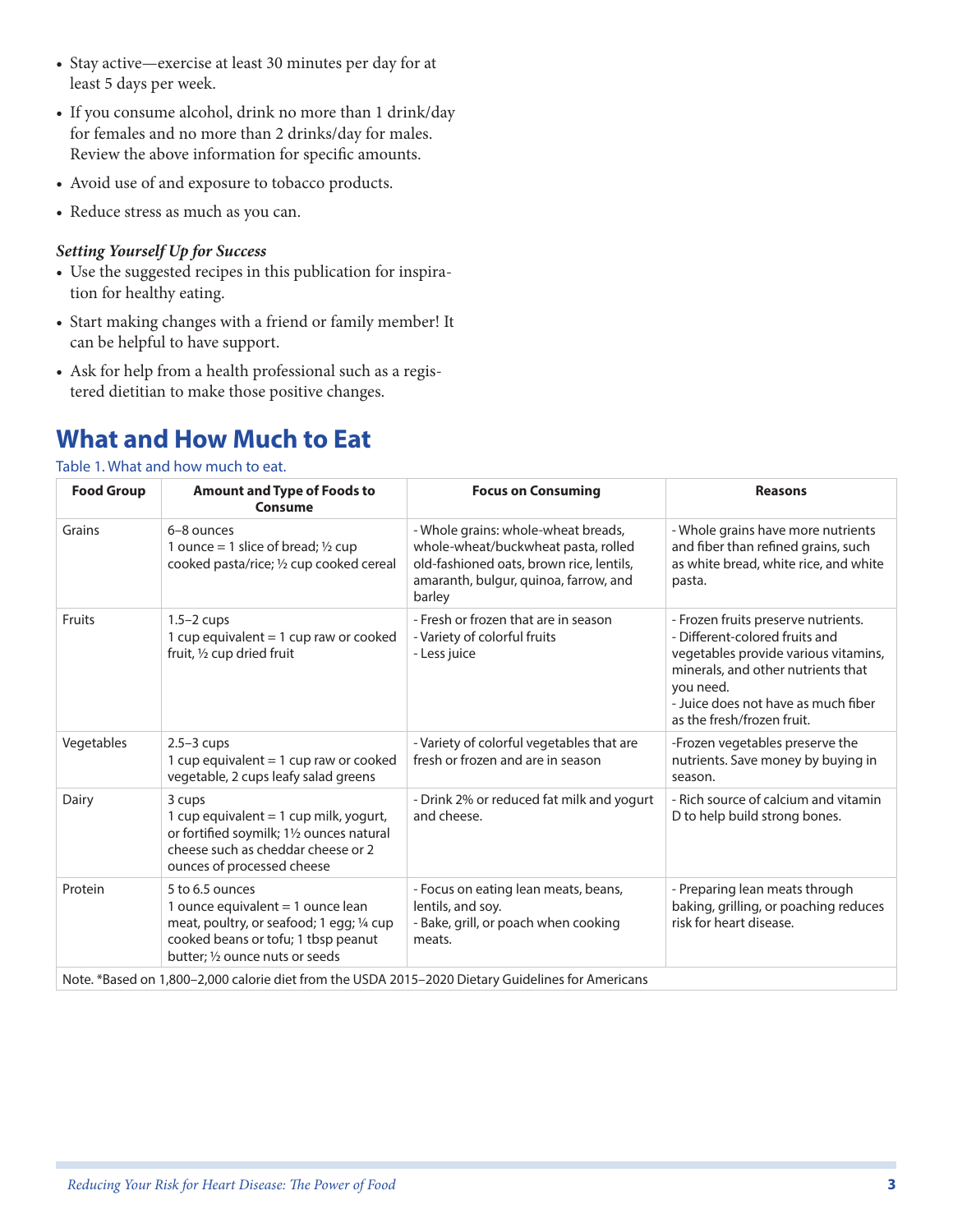- Stay active—exercise at least 30 minutes per day for at least 5 days per week.
- If you consume alcohol, drink no more than 1 drink/day for females and no more than 2 drinks/day for males. Review the above information for specific amounts.
- Avoid use of and exposure to tobacco products.
- Reduce stress as much as you can.

***Setting Yourself Up for Success***

- Use the suggested recipes in this publication for inspiration for healthy eating.
- Start making changes with a friend or family member! It can be helpful to have support.
- Ask for help from a health professional such as a registered dietitian to make those positive changes.

## What and How Much to Eat

Table 1. What and how much to eat.

| Food Group | Amount and Type of Foods to Consume | Focus on Consuming | Reasons |
|---|---|---|---|
| Grains | 6–8 ounces<br>1 ounce = 1 slice of bread; ½ cup cooked pasta/rice; ½ cup cooked cereal | - Whole grains: whole-wheat breads, whole-wheat/buckwheat pasta, rolled old-fashioned oats, brown rice, lentils, amaranth, bulgur, quinoa, farrow, and barley | - Whole grains have more nutrients and fiber than refined grains, such as white bread, white rice, and white pasta. |
| Fruits | 1.5–2 cups<br>1 cup equivalent = 1 cup raw or cooked fruit, ½ cup dried fruit | - Fresh or frozen that are in season<br>- Variety of colorful fruits<br>- Less juice | - Frozen fruits preserve nutrients.<br>- Different-colored fruits and vegetables provide various vitamins, minerals, and other nutrients that you need.<br>- Juice does not have as much fiber as the fresh/frozen fruit. |
| Vegetables | 2.5–3 cups<br>1 cup equivalent = 1 cup raw or cooked vegetable, 2 cups leafy salad greens | - Variety of colorful vegetables that are fresh or frozen and are in season | -Frozen vegetables preserve the nutrients. Save money by buying in season. |
| Dairy | 3 cups<br>1 cup equivalent = 1 cup milk, yogurt, or fortified soymilk; 1½ ounces natural cheese such as cheddar cheese or 2 ounces of processed cheese | - Drink 2% or reduced fat milk and yogurt and cheese. | - Rich source of calcium and vitamin D to help build strong bones. |
| Protein | 5 to 6.5 ounces<br>1 ounce equivalent = 1 ounce lean meat, poultry, or seafood; 1 egg; ¼ cup cooked beans or tofu; 1 tbsp peanut butter; ½ ounce nuts or seeds | - Focus on eating lean meats, beans, lentils, and soy.<br>- Bake, grill, or poach when cooking meats. | - Preparing lean meats through baking, grilling, or poaching reduces risk for heart disease. |
| Note. *Based on 1,800–2,000 calorie diet from the USDA 2015–2020 Dietary Guidelines for Americans | | | |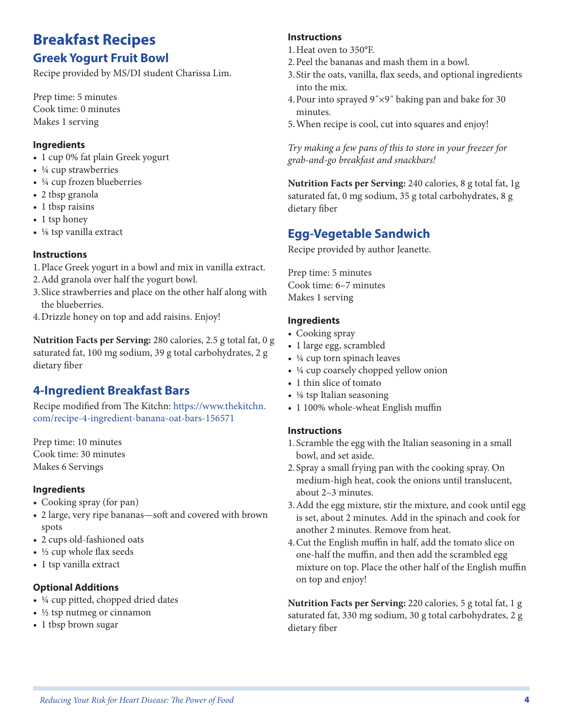# Breakfast Recipes

## Greek Yogurt Fruit Bowl

Recipe provided by MS/DI student Charissa Lim.

Prep time: 5 minutes
Cook time: 0 minutes
Makes 1 serving

### Ingredients

- 1 cup 0% fat plain Greek yogurt
- ¼ cup strawberries
- ¼ cup frozen blueberries
- 2 tbsp granola
- 1 tbsp raisins
- 1 tsp honey
- ⅛ tsp vanilla extract

### Instructions

1. Place Greek yogurt in a bowl and mix in vanilla extract.
2. Add granola over half the yogurt bowl.
3. Slice strawberries and place on the other half along with the blueberries.
4. Drizzle honey on top and add raisins. Enjoy!

**Nutrition Facts per Serving:** 280 calories, 2.5 g total fat, 0 g saturated fat, 100 mg sodium, 39 g total carbohydrates, 2 g dietary fiber

## 4-Ingredient Breakfast Bars

Recipe modified from The Kitchn: https://www.thekitchn.com/recipe-4-ingredient-banana-oat-bars-156571

Prep time: 10 minutes
Cook time: 30 minutes
Makes 6 Servings

### Ingredients

- Cooking spray (for pan)
- 2 large, very ripe bananas—soft and covered with brown spots
- 2 cups old-fashioned oats
- ½ cup whole flax seeds
- 1 tsp vanilla extract

### Optional Additions

- ¼ cup pitted, chopped dried dates
- ½ tsp nutmeg or cinnamon
- 1 tbsp brown sugar

### Instructions

1. Heat oven to 350°F.
2. Peel the bananas and mash them in a bowl.
3. Stir the oats, vanilla, flax seeds, and optional ingredients into the mix.
4. Pour into sprayed 9″×9″ baking pan and bake for 30 minutes.
5. When recipe is cool, cut into squares and enjoy!

*Try making a few pans of this to store in your freezer for grab-and-go breakfast and snackbars!*

**Nutrition Facts per Serving:** 240 calories, 8 g total fat, 1g saturated fat, 0 mg sodium, 35 g total carbohydrates, 8 g dietary fiber

## Egg-Vegetable Sandwich

Recipe provided by author Jeanette.

Prep time: 5 minutes
Cook time: 6–7 minutes
Makes 1 serving

### Ingredients

- Cooking spray
- 1 large egg, scrambled
- ¼ cup torn spinach leaves
- ¼ cup coarsely chopped yellow onion
- 1 thin slice of tomato
- ⅛ tsp Italian seasoning
- 1 100% whole-wheat English muffin

### Instructions

1. Scramble the egg with the Italian seasoning in a small bowl, and set aside.
2. Spray a small frying pan with the cooking spray. On medium-high heat, cook the onions until translucent, about 2–3 minutes.
3. Add the egg mixture, stir the mixture, and cook until egg is set, about 2 minutes. Add in the spinach and cook for another 2 minutes. Remove from heat.
4. Cut the English muffin in half, add the tomato slice on one-half the muffin, and then add the scrambled egg mixture on top. Place the other half of the English muffin on top and enjoy!

**Nutrition Facts per Serving:** 220 calories, 5 g total fat, 1 g saturated fat, 330 mg sodium, 30 g total carbohydrates, 2 g dietary fiber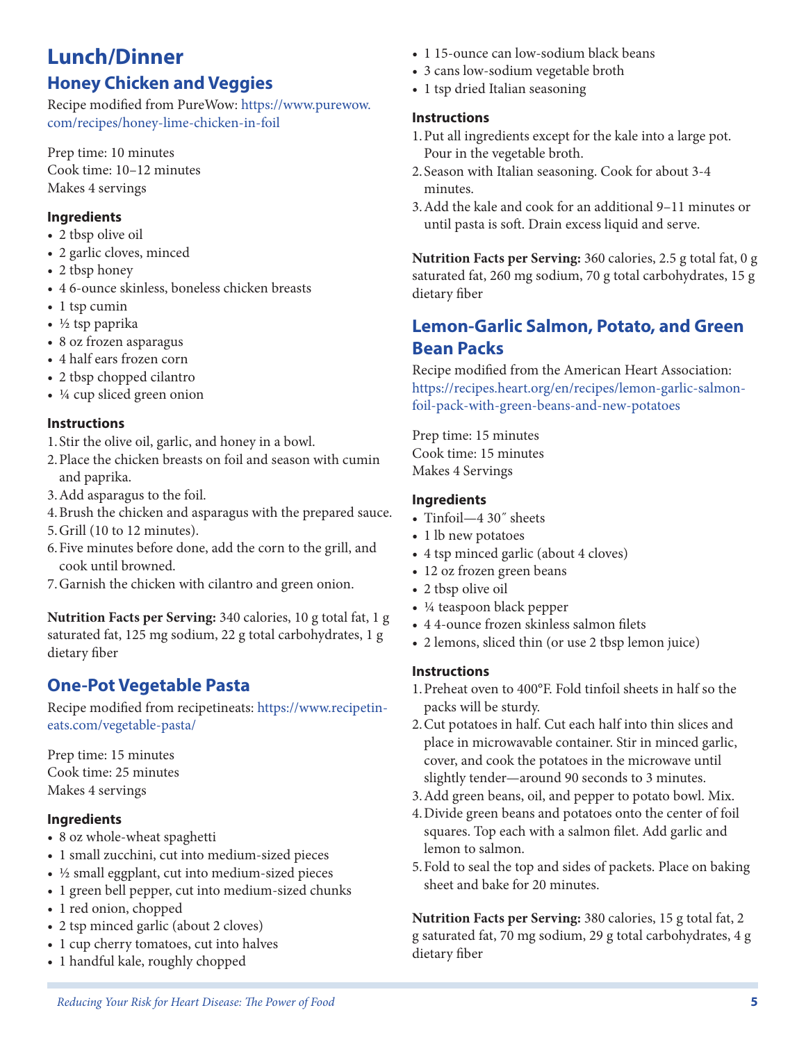# Lunch/Dinner

## Honey Chicken and Veggies

Recipe modified from PureWow: https://www.purewow.com/recipes/honey-lime-chicken-in-foil

Prep time: 10 minutes
Cook time: 10–12 minutes
Makes 4 servings

### Ingredients

- 2 tbsp olive oil
- 2 garlic cloves, minced
- 2 tbsp honey
- 4 6-ounce skinless, boneless chicken breasts
- 1 tsp cumin
- ½ tsp paprika
- 8 oz frozen asparagus
- 4 half ears frozen corn
- 2 tbsp chopped cilantro
- ¼ cup sliced green onion

### Instructions

1. Stir the olive oil, garlic, and honey in a bowl.
2. Place the chicken breasts on foil and season with cumin and paprika.
3. Add asparagus to the foil.
4. Brush the chicken and asparagus with the prepared sauce.
5. Grill (10 to 12 minutes).
6. Five minutes before done, add the corn to the grill, and cook until browned.
7. Garnish the chicken with cilantro and green onion.

**Nutrition Facts per Serving:** 340 calories, 10 g total fat, 1 g saturated fat, 125 mg sodium, 22 g total carbohydrates, 1 g dietary fiber

## One-Pot Vegetable Pasta

Recipe modified from recipetineats: https://www.recipetineats.com/vegetable-pasta/

Prep time: 15 minutes
Cook time: 25 minutes
Makes 4 servings

### Ingredients

- 8 oz whole-wheat spaghetti
- 1 small zucchini, cut into medium-sized pieces
- ½ small eggplant, cut into medium-sized pieces
- 1 green bell pepper, cut into medium-sized chunks
- 1 red onion, chopped
- 2 tsp minced garlic (about 2 cloves)
- 1 cup cherry tomatoes, cut into halves
- 1 handful kale, roughly chopped
- 1 15-ounce can low-sodium black beans
- 3 cans low-sodium vegetable broth
- 1 tsp dried Italian seasoning

### Instructions

1. Put all ingredients except for the kale into a large pot. Pour in the vegetable broth.
2. Season with Italian seasoning. Cook for about 3-4 minutes.
3. Add the kale and cook for an additional 9–11 minutes or until pasta is soft. Drain excess liquid and serve.

**Nutrition Facts per Serving:** 360 calories, 2.5 g total fat, 0 g saturated fat, 260 mg sodium, 70 g total carbohydrates, 15 g dietary fiber

## Lemon-Garlic Salmon, Potato, and Green Bean Packs

Recipe modified from the American Heart Association: https://recipes.heart.org/en/recipes/lemon-garlic-salmon-foil-pack-with-green-beans-and-new-potatoes

Prep time: 15 minutes
Cook time: 15 minutes
Makes 4 Servings

### Ingredients

- Tinfoil—4 30″ sheets
- 1 lb new potatoes
- 4 tsp minced garlic (about 4 cloves)
- 12 oz frozen green beans
- 2 tbsp olive oil
- ¼ teaspoon black pepper
- 4 4-ounce frozen skinless salmon filets
- 2 lemons, sliced thin (or use 2 tbsp lemon juice)

### Instructions

1. Preheat oven to 400°F. Fold tinfoil sheets in half so the packs will be sturdy.
2. Cut potatoes in half. Cut each half into thin slices and place in microwavable container. Stir in minced garlic, cover, and cook the potatoes in the microwave until slightly tender—around 90 seconds to 3 minutes.
3. Add green beans, oil, and pepper to potato bowl. Mix.
4. Divide green beans and potatoes onto the center of foil squares. Top each with a salmon filet. Add garlic and lemon to salmon.
5. Fold to seal the top and sides of packets. Place on baking sheet and bake for 20 minutes.

**Nutrition Facts per Serving:** 380 calories, 15 g total fat, 2 g saturated fat, 70 mg sodium, 29 g total carbohydrates, 4 g dietary fiber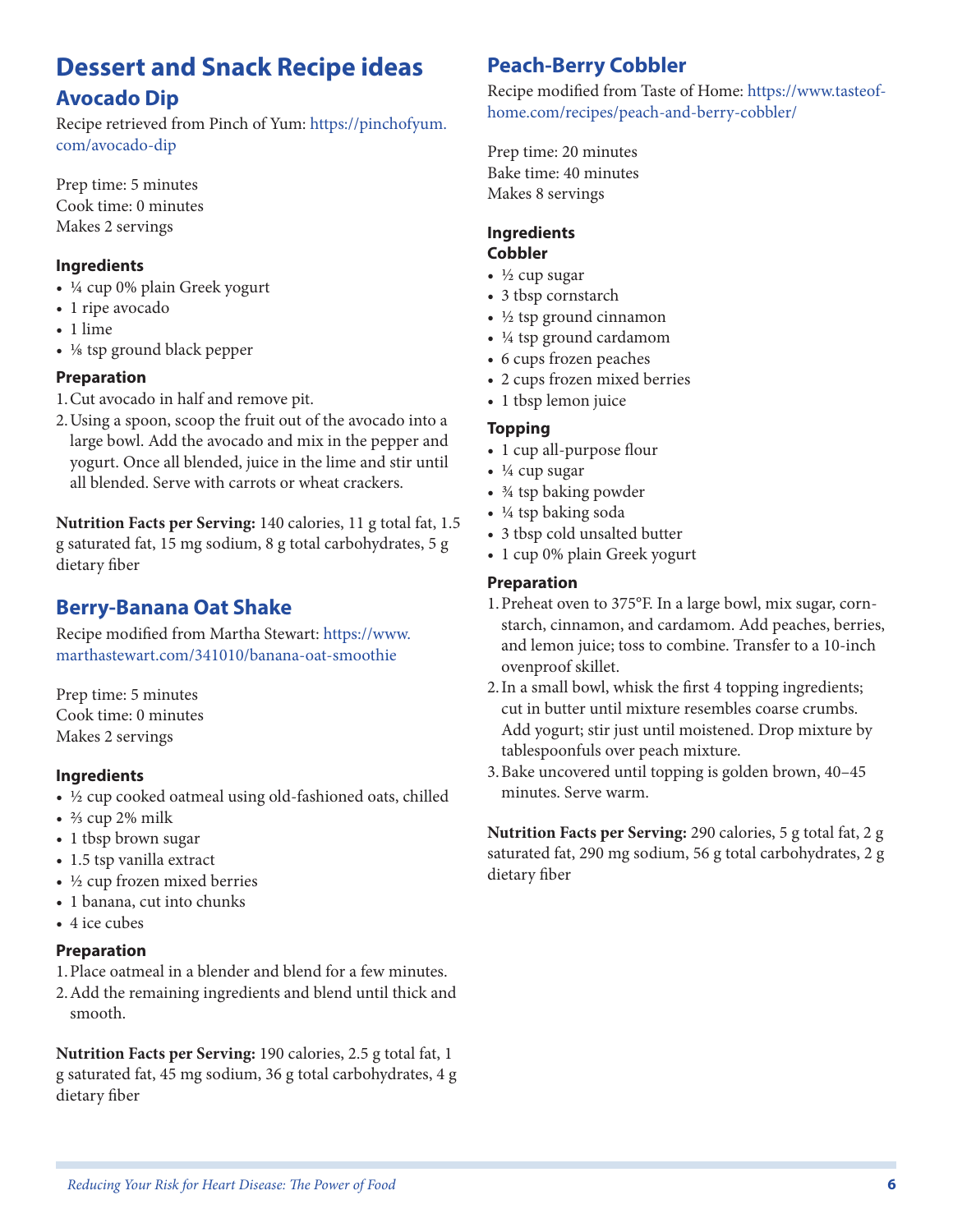# Dessert and Snack Recipe ideas

## Avocado Dip

Recipe retrieved from Pinch of Yum: https://pinchofyum.com/avocado-dip

Prep time: 5 minutes
Cook time: 0 minutes
Makes 2 servings

### Ingredients

- ¼ cup 0% plain Greek yogurt
- 1 ripe avocado
- 1 lime
- ⅛ tsp ground black pepper

### Preparation

1. Cut avocado in half and remove pit.
2. Using a spoon, scoop the fruit out of the avocado into a large bowl. Add the avocado and mix in the pepper and yogurt. Once all blended, juice in the lime and stir until all blended. Serve with carrots or wheat crackers.

**Nutrition Facts per Serving:** 140 calories, 11 g total fat, 1.5 g saturated fat, 15 mg sodium, 8 g total carbohydrates, 5 g dietary fiber

## Berry-Banana Oat Shake

Recipe modified from Martha Stewart: https://www.marthastewart.com/341010/banana-oat-smoothie

Prep time: 5 minutes
Cook time: 0 minutes
Makes 2 servings

### Ingredients

- ½ cup cooked oatmeal using old-fashioned oats, chilled
- ⅔ cup 2% milk
- 1 tbsp brown sugar
- 1.5 tsp vanilla extract
- ½ cup frozen mixed berries
- 1 banana, cut into chunks
- 4 ice cubes

### Preparation

1. Place oatmeal in a blender and blend for a few minutes.
2. Add the remaining ingredients and blend until thick and smooth.

**Nutrition Facts per Serving:** 190 calories, 2.5 g total fat, 1 g saturated fat, 45 mg sodium, 36 g total carbohydrates, 4 g dietary fiber

## Peach-Berry Cobbler

Recipe modified from Taste of Home: https://www.tasteofhome.com/recipes/peach-and-berry-cobbler/

Prep time: 20 minutes
Bake time: 40 minutes
Makes 8 servings

### Ingredients

**Cobbler**

- ½ cup sugar
- 3 tbsp cornstarch
- ½ tsp ground cinnamon
- ¼ tsp ground cardamom
- 6 cups frozen peaches
- 2 cups frozen mixed berries
- 1 tbsp lemon juice

**Topping**

- 1 cup all-purpose flour
- ¼ cup sugar
- ¾ tsp baking powder
- ¼ tsp baking soda
- 3 tbsp cold unsalted butter
- 1 cup 0% plain Greek yogurt

### Preparation

1. Preheat oven to 375°F. In a large bowl, mix sugar, cornstarch, cinnamon, and cardamom. Add peaches, berries, and lemon juice; toss to combine. Transfer to a 10-inch ovenproof skillet.
2. In a small bowl, whisk the first 4 topping ingredients; cut in butter until mixture resembles coarse crumbs. Add yogurt; stir just until moistened. Drop mixture by tablespoonfuls over peach mixture.
3. Bake uncovered until topping is golden brown, 40–45 minutes. Serve warm.

**Nutrition Facts per Serving:** 290 calories, 5 g total fat, 2 g saturated fat, 290 mg sodium, 56 g total carbohydrates, 2 g dietary fiber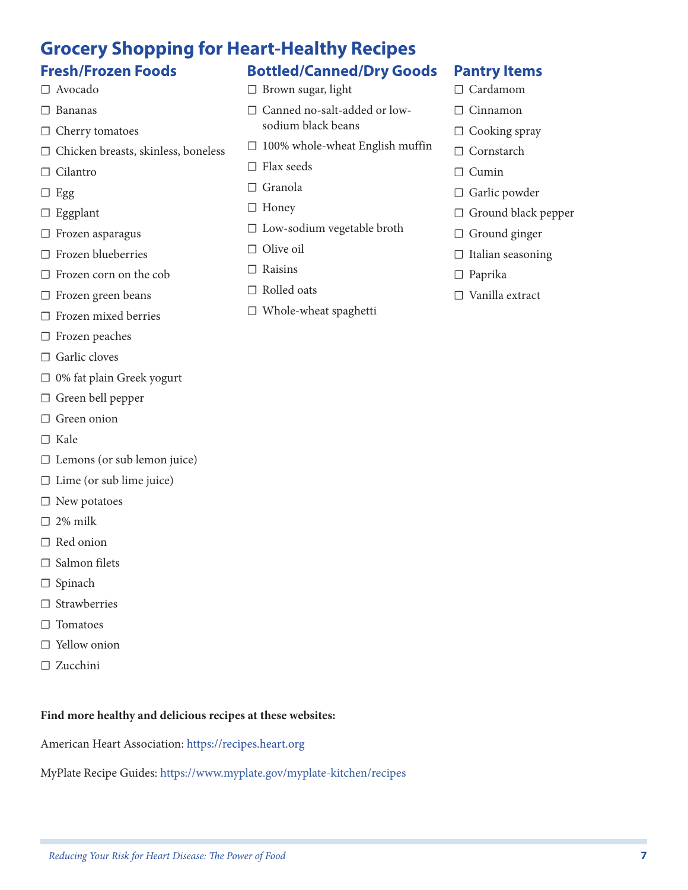# Grocery Shopping for Heart-Healthy Recipes

## Fresh/Frozen Foods

- ☐ Avocado
- ☐ Bananas
- ☐ Cherry tomatoes
- ☐ Chicken breasts, skinless, boneless
- ☐ Cilantro
- ☐ Egg
- ☐ Eggplant
- ☐ Frozen asparagus
- ☐ Frozen blueberries
- ☐ Frozen corn on the cob
- ☐ Frozen green beans
- ☐ Frozen mixed berries
- ☐ Frozen peaches
- ☐ Garlic cloves
- ☐ 0% fat plain Greek yogurt
- ☐ Green bell pepper
- ☐ Green onion
- ☐ Kale
- ☐ Lemons (or sub lemon juice)
- ☐ Lime (or sub lime juice)
- ☐ New potatoes
- ☐ 2% milk
- ☐ Red onion
- ☐ Salmon filets
- ☐ Spinach
- ☐ Strawberries
- ☐ Tomatoes
- ☐ Yellow onion
- ☐ Zucchini

## Bottled/Canned/Dry Goods

- ☐ Brown sugar, light
- ☐ Canned no-salt-added or low-sodium black beans
- ☐ 100% whole-wheat English muffin
- ☐ Flax seeds
- ☐ Granola
- ☐ Honey
- ☐ Low-sodium vegetable broth
- ☐ Olive oil
- ☐ Raisins
- ☐ Rolled oats
- ☐ Whole-wheat spaghetti

## Pantry Items

- ☐ Cardamom
- ☐ Cinnamon
- ☐ Cooking spray
- ☐ Cornstarch
- ☐ Cumin
- ☐ Garlic powder
- ☐ Ground black pepper
- ☐ Ground ginger
- ☐ Italian seasoning
- ☐ Paprika
- ☐ Vanilla extract

**Find more healthy and delicious recipes at these websites:**

American Heart Association: https://recipes.heart.org

MyPlate Recipe Guides: https://www.myplate.gov/myplate-kitchen/recipes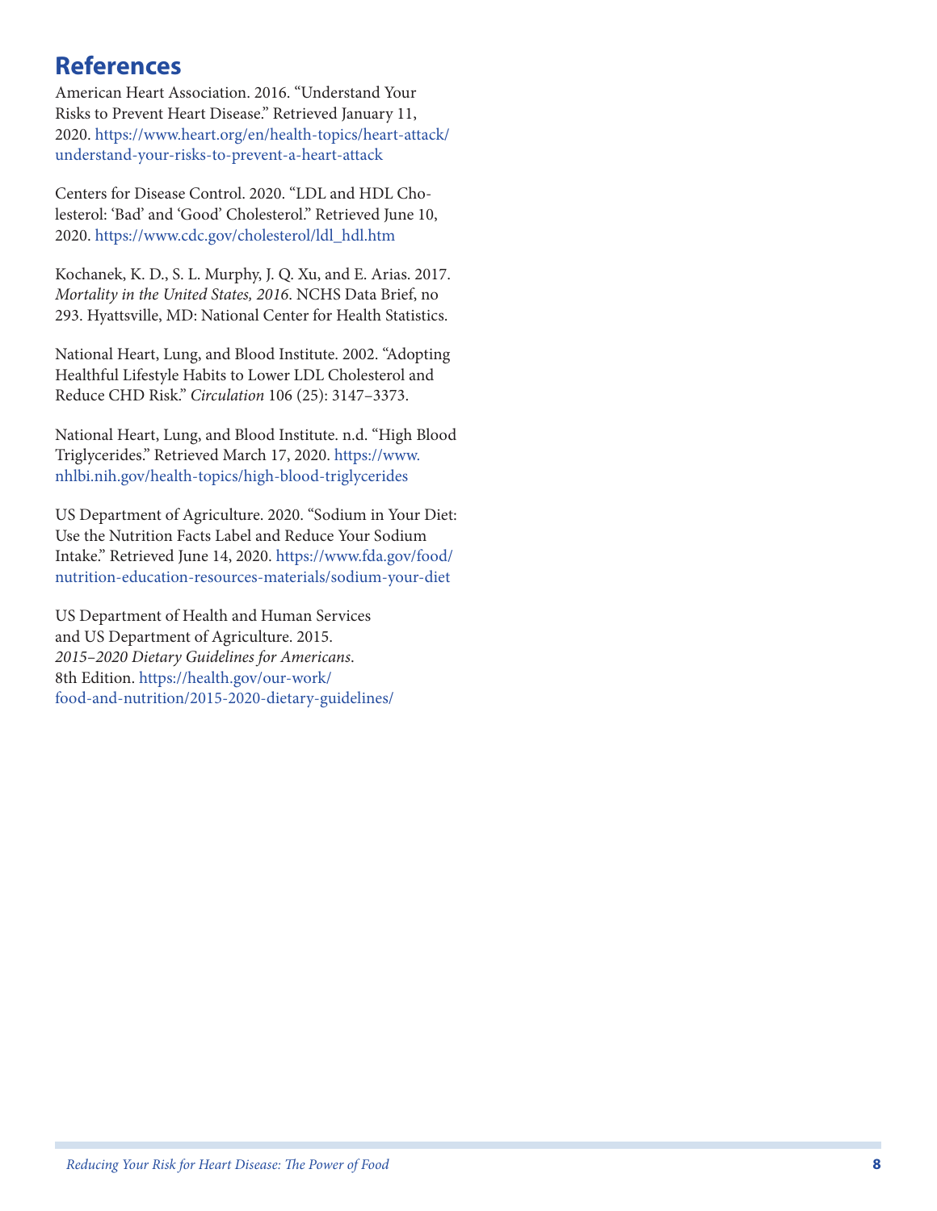## References

American Heart Association. 2016. "Understand Your Risks to Prevent Heart Disease." Retrieved January 11, 2020. https://www.heart.org/en/health-topics/heart-attack/understand-your-risks-to-prevent-a-heart-attack

Centers for Disease Control. 2020. "LDL and HDL Cholesterol: 'Bad' and 'Good' Cholesterol." Retrieved June 10, 2020. https://www.cdc.gov/cholesterol/ldl_hdl.htm

Kochanek, K. D., S. L. Murphy, J. Q. Xu, and E. Arias. 2017. *Mortality in the United States, 2016*. NCHS Data Brief, no 293. Hyattsville, MD: National Center for Health Statistics.

National Heart, Lung, and Blood Institute. 2002. "Adopting Healthful Lifestyle Habits to Lower LDL Cholesterol and Reduce CHD Risk." *Circulation* 106 (25): 3147–3373.

National Heart, Lung, and Blood Institute. n.d. "High Blood Triglycerides." Retrieved March 17, 2020. https://www.nhlbi.nih.gov/health-topics/high-blood-triglycerides

US Department of Agriculture. 2020. "Sodium in Your Diet: Use the Nutrition Facts Label and Reduce Your Sodium Intake." Retrieved June 14, 2020. https://www.fda.gov/food/nutrition-education-resources-materials/sodium-your-diet

US Department of Health and Human Services and US Department of Agriculture. 2015. *2015–2020 Dietary Guidelines for Americans*. 8th Edition. https://health.gov/our-work/food-and-nutrition/2015-2020-dietary-guidelines/